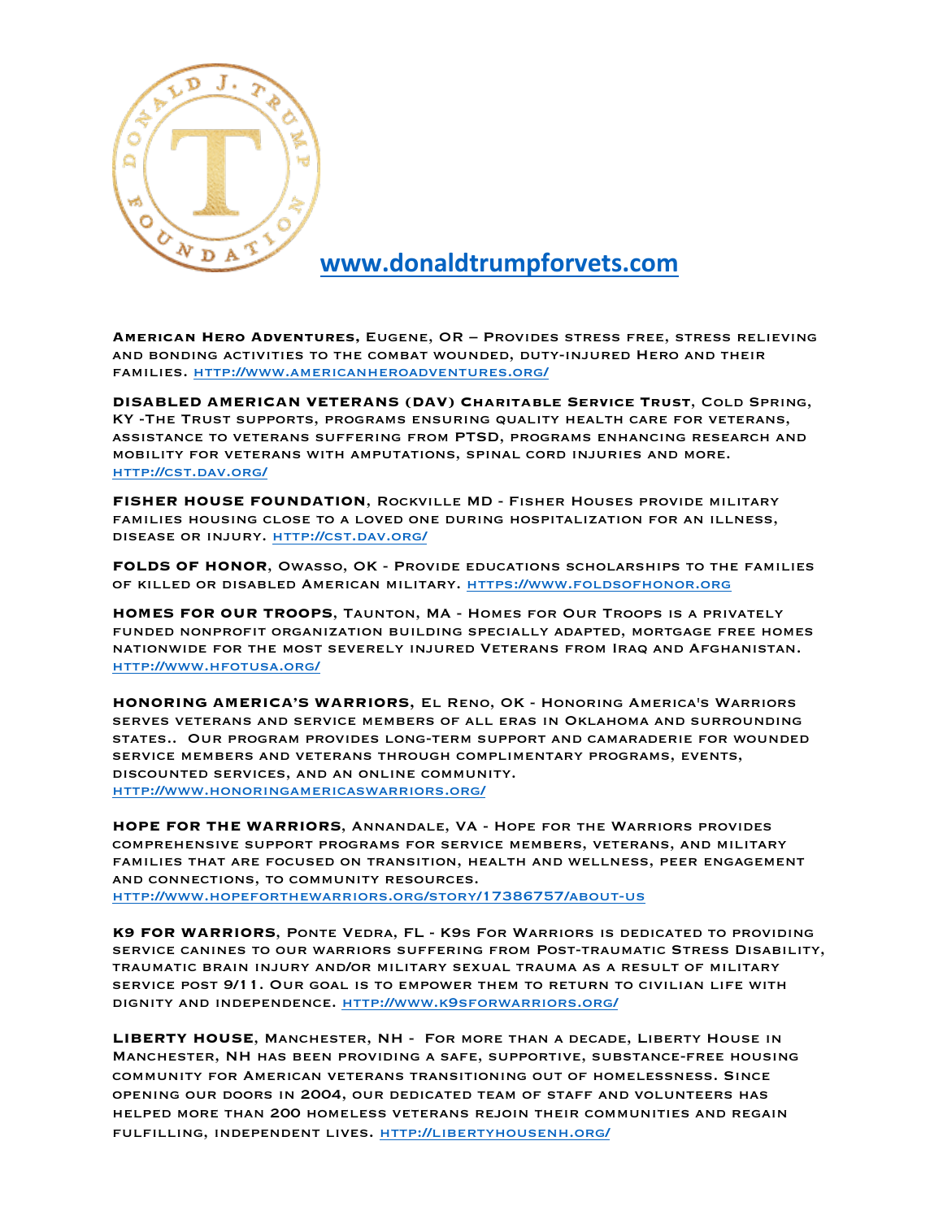**www.donaldtrumpforvets.com**

**American Hero Adventures**, Eugene, OR – Provides stress free, stress relieving and bonding activities to the combat wounded, duty-injured Hero and their families. http://www.americanheroadventures.org/

**DISABLED AMERICAN VETERANS (DAV) Charitable Service Trust**, Cold Spring, KY -The Trust supports, programs ensuring quality health care for veterans, assistance to veterans suffering from PTSD, programs enhancing research and mobility for veterans with amputations, spinal cord injuries and more. http://cst.dav.org/

**FISHER HOUSE FOUNDATION**, Rockville MD - Fisher Houses provide military families housing close to a loved one during hospitalization for an illness, disease or injury. http://cst.dav.org/

**FOLDS OF HONOR**, Owasso, OK - Provide educations scholarships to the families of killed or disabled American military. https://www.foldsofhonor.org

**HOMES FOR OUR TROOPS**, Taunton, MA - Homes for Our Troops is a privately funded nonprofit organization building specially adapted, mortgage free homes nationwide for the most severely injured Veterans from Iraq and Afghanistan. http://www.hfotusa.org/

**HONORING AMERICA'S WARRIORS**, El Reno, OK - Honoring America's Warriors serves veterans and service members of all eras in Oklahoma and surrounding states.. Our program provides long-term support and camaraderie for wounded service members and veterans through complimentary programs, events, discounted services, and an online community. http://www.honoringamericaswarriors.org/

**HOPE FOR THE WARRIORS**, Annandale, VA - Hope for the Warriors provides comprehensive support programs for service members, veterans, and military families that are focused on transition, health and wellness, peer engagement and connections, to community resources. http://www.hopeforthewarriors.org/story/17386757/about-us

**K9 FOR WARRIORS**, Ponte Vedra, FL - K9s For Warriors is dedicated to providing service canines to our warriors suffering from Post-traumatic Stress Disability, traumatic brain injury and/or military sexual trauma as a result of military service post 9/11. Our goal is to empower them to return to civilian life with dignity and independence. http://www.k9sforwarriors.org/

**LIBERTY HOUSE**, Manchester, NH - For more than a decade, Liberty House in Manchester, NH has been providing a safe, supportive, substance-free housing community for American veterans transitioning out of homelessness. Since opening our doors in 2004, our dedicated team of staff and volunteers has helped more than 200 homeless veterans rejoin their communities and regain fulfilling, independent lives. http://libertyhousenh.org/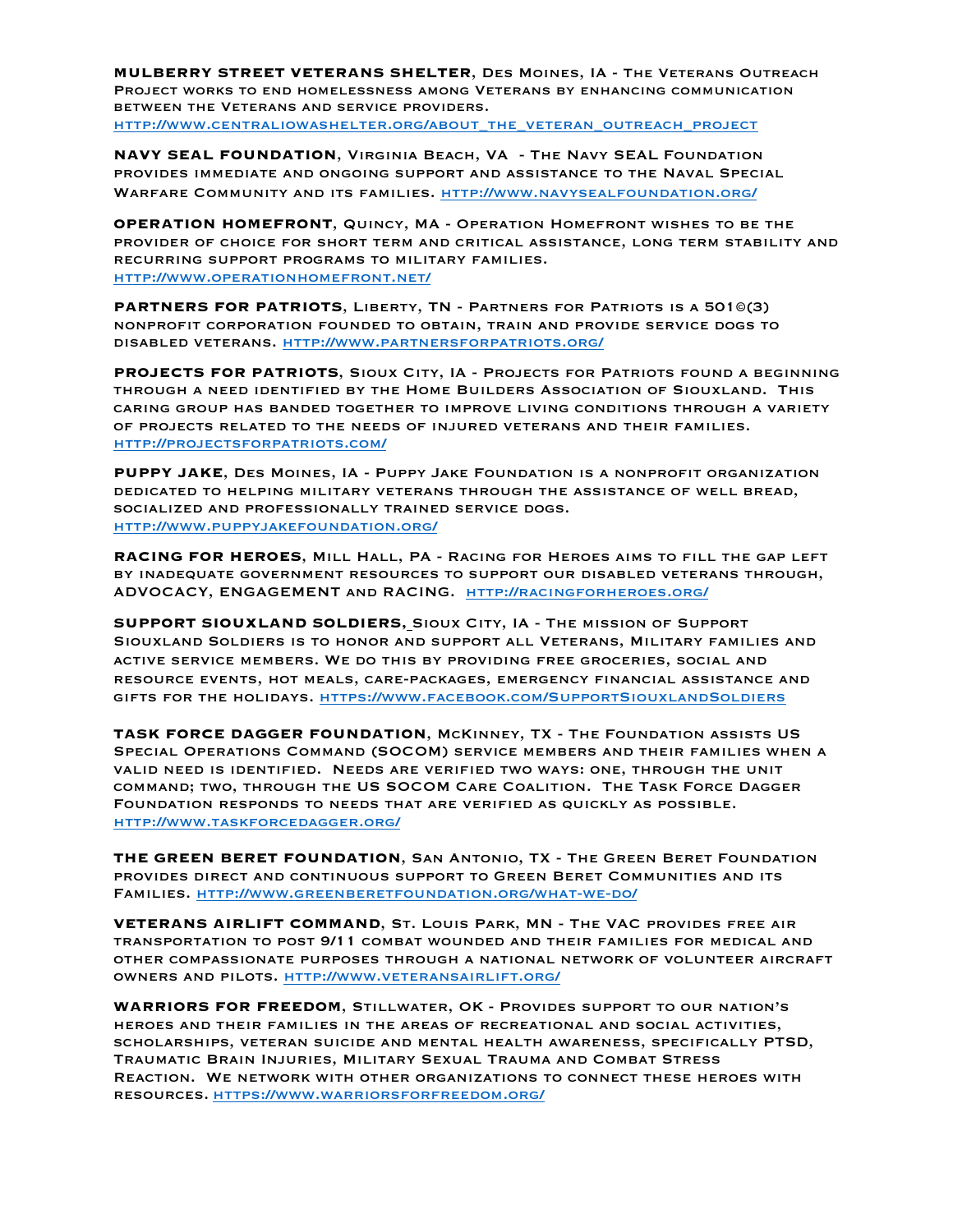**MULBERRY STREET VETERANS SHELTER**, Des Moines, IA - The Veterans Outreach Project works to end homelessness among Veterans by enhancing communication between the Veterans and service providers. http://www.centraliowashelter.org/about_the_veteran_outreach_project

**NAVY SEAL FOUNDATION**, Virginia Beach, VA - The Navy SEAL Foundation provides immediate and ongoing support and assistance to the Naval Special Warfare Community and its families. http://www.navysealfoundation.org/

**OPERATION HOMEFRONT**, Quincy, MA - Operation Homefront wishes to be the provider of choice for short term and critical assistance, long term stability and recurring support programs to military families. http://www.operationhomefront.net/

**PARTNERS FOR PATRIOTS**, Liberty, TN - Partners for Patriots is a 501©(3) nonprofit corporation founded to obtain, train and provide service dogs to disabled veterans. http://www.partnersforpatriots.org/

**PROJECTS FOR PATRIOTS**, Sioux City, IA - Projects for Patriots found a beginning through a need identified by the Home Builders Association of Siouxland. This caring group has banded together to improve living conditions through a variety of projects related to the needs of injured veterans and their families. http://projectsforpatriots.com/

**PUPPY JAKE**, Des Moines, IA - Puppy Jake Foundation is a nonprofit organization dedicated to helping military veterans through the assistance of well bread, socialized and professionally trained service dogs. http://www.puppyjakefoundation.org/

**RACING FOR HEROES**, Mill Hall, PA - Racing for Heroes aims to fill the gap left by inadequate government resources to support our disabled veterans through, ADVOCACY, ENGAGEMENT and RACING. http://racingforheroes.org/

**SUPPORT SIOUXLAND SOLDIERS**, Sioux City, IA - The mission of Support Siouxland Soldiers is to honor and support all Veterans, Military families and active service members. We do this by providing free groceries, social and resource events, hot meals, care-packages, emergency financial assistance and gifts for the holidays. https://www.facebook.com/SupportSiouxlandSoldiers

**TASK FORCE DAGGER FOUNDATION**, McKinney, TX - The Foundation assists US Special Operations Command (SOCOM) service members and their families when a valid need is identified. Needs are verified two ways: one, through the unit command; two, through the US SOCOM Care Coalition. The Task Force Dagger Foundation responds to needs that are verified as quickly as possible. http://www.taskforcedagger.org/

**THE GREEN BERET FOUNDATION**, San Antonio, TX - The Green Beret Foundation provides direct and continuous support to Green Beret Communities and its Families. http://www.greenberetfoundation.org/what-we-do/

**VETERANS AIRLIFT COMMAND**, St. Louis Park, MN - The VAC provides free air transportation to post 9/11 combat wounded and their families for medical and other compassionate purposes through a national network of volunteer aircraft owners and pilots. http://www.veteransairlift.org/

**WARRIORS FOR FREEDOM**, Stillwater, OK - Provides support to our nation's heroes and their families in the areas of recreational and social activities, scholarships, veteran suicide and mental health awareness, specifically PTSD, Traumatic Brain Injuries, Military Sexual Trauma and Combat Stress Reaction. We network with other organizations to connect these heroes with resources. https://www.warriorsforfreedom.org/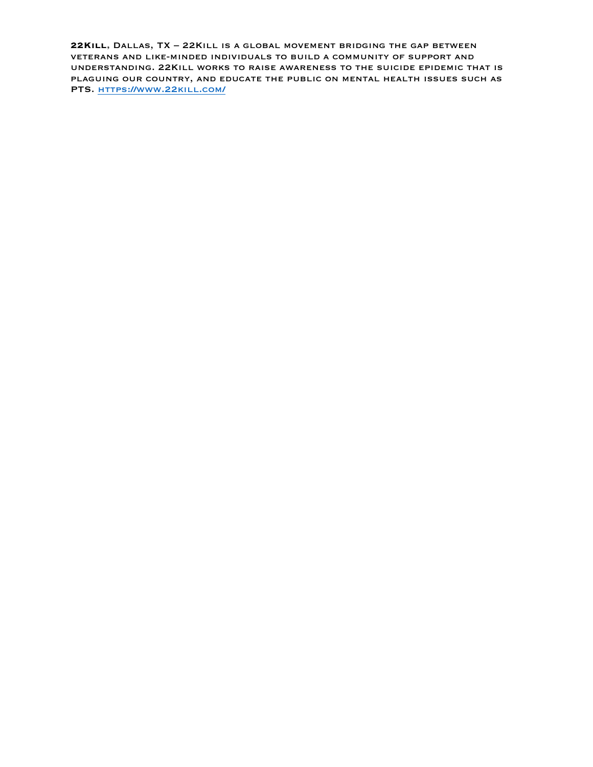**22Kill**, Dallas, TX – 22Kill is a global movement bridging the gap between veterans and like-minded individuals to build a community of support and understanding. 22Kill works to raise awareness to the suicide epidemic that is plaguing our country, and educate the public on mental health issues such as PTS. [https://www.22kill.com/](https://www.22kill.com/)